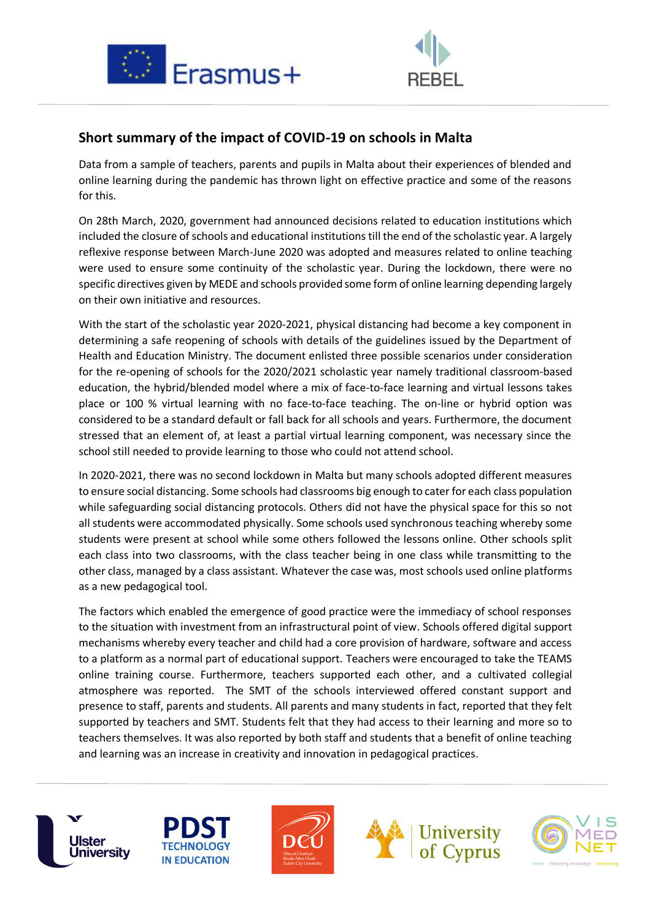## Short summary of the impact of COVID-19 on schools in Malta

Data from a sample of teachers, parents and pupils in Malta about their experiences of blended and online learning during the pandemic has thrown light on effective practice and some of the reasons for this.

On 28th March, 2020, government had announced decisions related to education institutions which included the closure of schools and educational institutions till the end of the scholastic year. A largely reflexive response between March-June 2020 was adopted and measures related to online teaching were used to ensure some continuity of the scholastic year. During the lockdown, there were no specific directives given by MEDE and schools provided some form of online learning depending largely on their own initiative and resources.

With the start of the scholastic year 2020-2021, physical distancing had become a key component in determining a safe reopening of schools with details of the guidelines issued by the Department of Health and Education Ministry. The document enlisted three possible scenarios under consideration for the re-opening of schools for the 2020/2021 scholastic year namely traditional classroom-based education, the hybrid/blended model where a mix of face-to-face learning and virtual lessons takes place or 100 % virtual learning with no face-to-face teaching. The on-line or hybrid option was considered to be a standard default or fall back for all schools and years. Furthermore, the document stressed that an element of, at least a partial virtual learning component, was necessary since the school still needed to provide learning to those who could not attend school.

In 2020-2021, there was no second lockdown in Malta but many schools adopted different measures to ensure social distancing. Some schools had classrooms big enough to cater for each class population while safeguarding social distancing protocols. Others did not have the physical space for this so not all students were accommodated physically. Some schools used synchronous teaching whereby some students were present at school while some others followed the lessons online. Other schools split each class into two classrooms, with the class teacher being in one class while transmitting to the other class, managed by a class assistant. Whatever the case was, most schools used online platforms as a new pedagogical tool.

The factors which enabled the emergence of good practice were the immediacy of school responses to the situation with investment from an infrastructural point of view. Schools offered digital support mechanisms whereby every teacher and child had a core provision of hardware, software and access to a platform as a normal part of educational support. Teachers were encouraged to take the TEAMS online training course. Furthermore, teachers supported each other, and a cultivated collegial atmosphere was reported. The SMT of the schools interviewed offered constant support and presence to staff, parents and students. All parents and many students in fact, reported that they felt supported by teachers and SMT. Students felt that they had access to their learning and more so to teachers themselves. It was also reported by both staff and students that a benefit of online teaching and learning was an increase in creativity and innovation in pedagogical practices.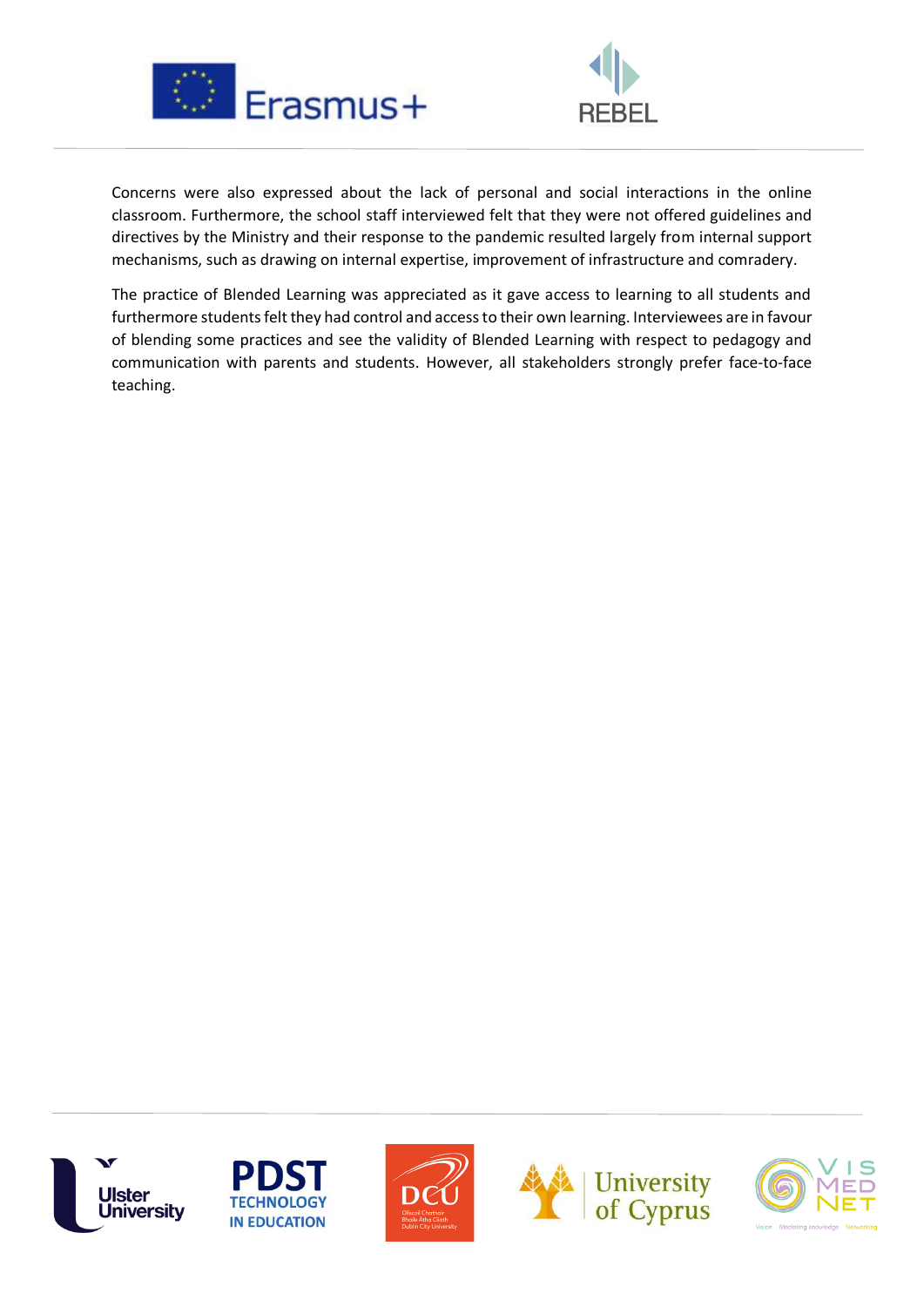Concerns were also expressed about the lack of personal and social interactions in the online classroom. Furthermore, the school staff interviewed felt that they were not offered guidelines and directives by the Ministry and their response to the pandemic resulted largely from internal support mechanisms, such as drawing on internal expertise, improvement of infrastructure and comradery.

The practice of Blended Learning was appreciated as it gave access to learning to all students and furthermore students felt they had control and access to their own learning. Interviewees are in favour of blending some practices and see the validity of Blended Learning with respect to pedagogy and communication with parents and students. However, all stakeholders strongly prefer face-to-face teaching.